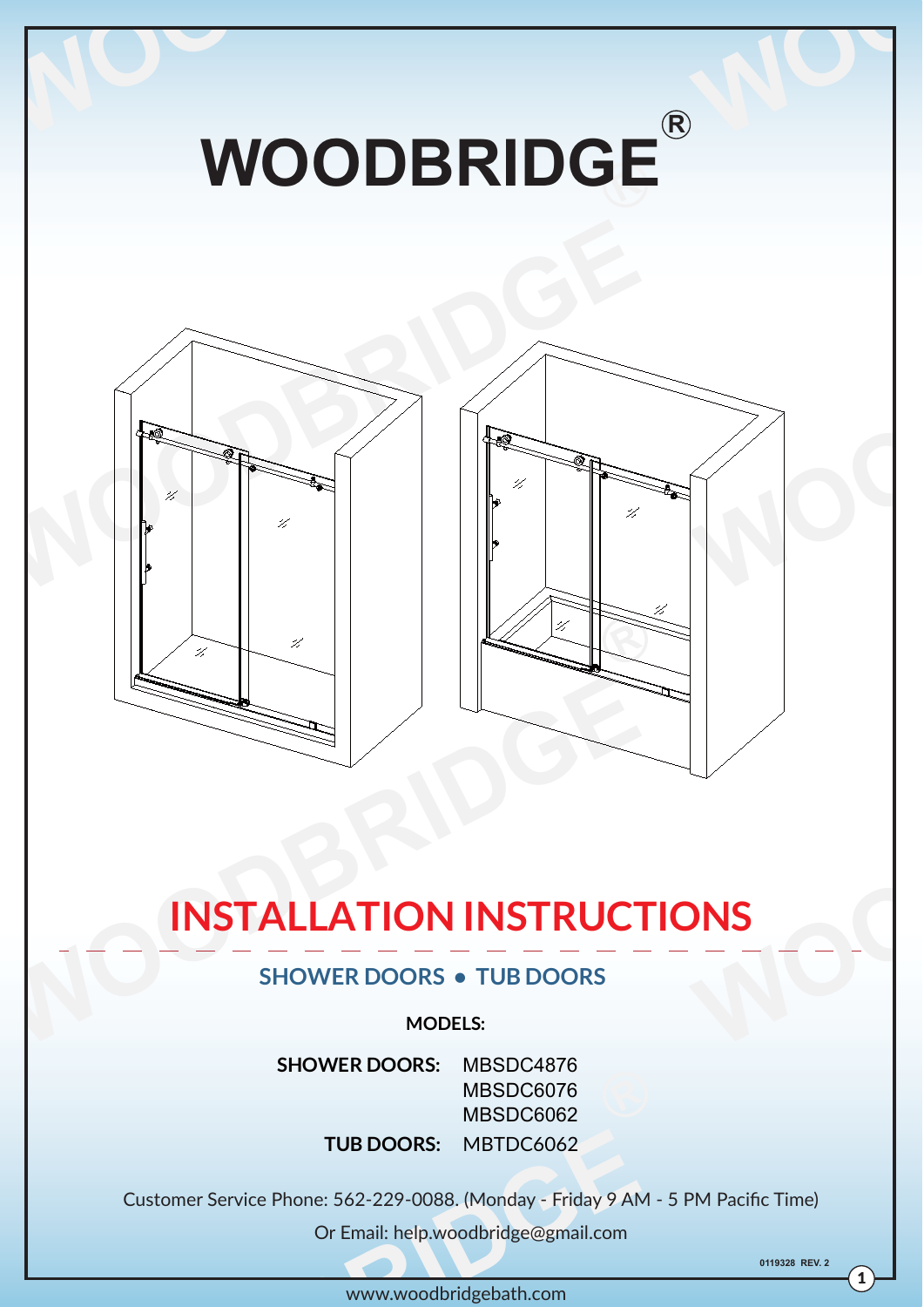# WOODBRIDGE®

## INSTALLATION INSTRUCTIONS

### SHOWER DOORS • TUB DOORS

**MODELS:**

**SHOWER DOORS:** MBSDC4876
MBSDC6076
MBSDC6062

**TUB DOORS:** MBTDC6062

Customer Service Phone: 562-229-0088. (Monday - Friday 9 AM - 5 PM Pacific Time)

Or Email: help.woodbridge@gmail.com

0119328 REV. 2

www.woodbridgebath.com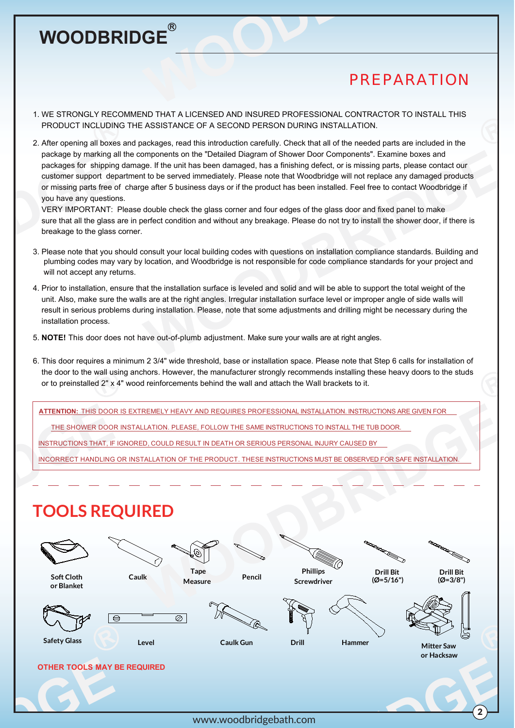# PREPARATION

1. WE STRONGLY RECOMMEND THAT A LICENSED AND INSURED PROFESSIONAL CONTRACTOR TO INSTALL THIS PRODUCT INCLUDING THE ASSISTANCE OF A SECOND PERSON DURING INSTALLATION.

2. After opening all boxes and packages, read this introduction carefully. Check that all of the needed parts are included in the package by marking all the components on the "Detailed Diagram of Shower Door Components". Examine boxes and packages for shipping damage. If the unit has been damaged, has a finishing defect, or is missing parts, please contact our customer support department to be served immediately. Please note that Woodbridge will not replace any damaged products or missing parts free of charge after 5 business days or if the product has been installed. Feel free to contact Woodbridge if you have any questions.
   VERY IMPORTANT: Please double check the glass corner and four edges of the glass door and fixed panel to make sure that all the glass are in perfect condition and without any breakage. Please do not try to install the shower door, if there is breakage to the glass corner.

3. Please note that you should consult your local building codes with questions on installation compliance standards. Building and plumbing codes may vary by location, and Woodbridge is not responsible for code compliance standards for your project and will not accept any returns.

4. Prior to installation, ensure that the installation surface is leveled and solid and will be able to support the total weight of the unit. Also, make sure the walls are at the right angles. Irregular installation surface level or improper angle of side walls will result in serious problems during installation. Please, note that some adjustments and drilling might be necessary during the installation process.

5. **NOTE!** This door does not have out-of-plumb adjustment. Make sure your walls are at right angles.

6. This door requires a minimum 2 3/4" wide threshold, base or installation space. Please note that Step 6 calls for installation of the door to the wall using anchors. However, the manufacturer strongly recommends installing these heavy doors to the studs or to preinstalled 2" x 4" wood reinforcements behind the wall and attach the Wall brackets to it.

**ATTENTION:** THIS DOOR IS EXTREMELY HEAVY AND REQUIRES PROFESSIONAL INSTALLATION. INSTRUCTIONS ARE GIVEN FOR THE SHOWER DOOR INSTALLATION. PLEASE, FOLLOW THE SAME INSTRUCTIONS TO INSTALL THE TUB DOOR. INSTRUCTIONS THAT, IF IGNORED, COULD RESULT IN DEATH OR SERIOUS PERSONAL INJURY CAUSED BY INCORRECT HANDLING OR INSTALLATION OF THE PRODUCT. THESE INSTRUCTIONS MUST BE OBSERVED FOR SAFE INSTALLATION.

# TOOLS REQUIRED

- Soft Cloth or Blanket
- Caulk
- Tape Measure
- Pencil
- Phillips Screwdriver
- Drill Bit (Ø=5/16")
- Drill Bit (Ø=3/8")
- Safety Glass
- Level
- Caulk Gun
- Drill
- Hammer
- Mitter Saw or Hacksaw

OTHER TOOLS MAY BE REQUIRED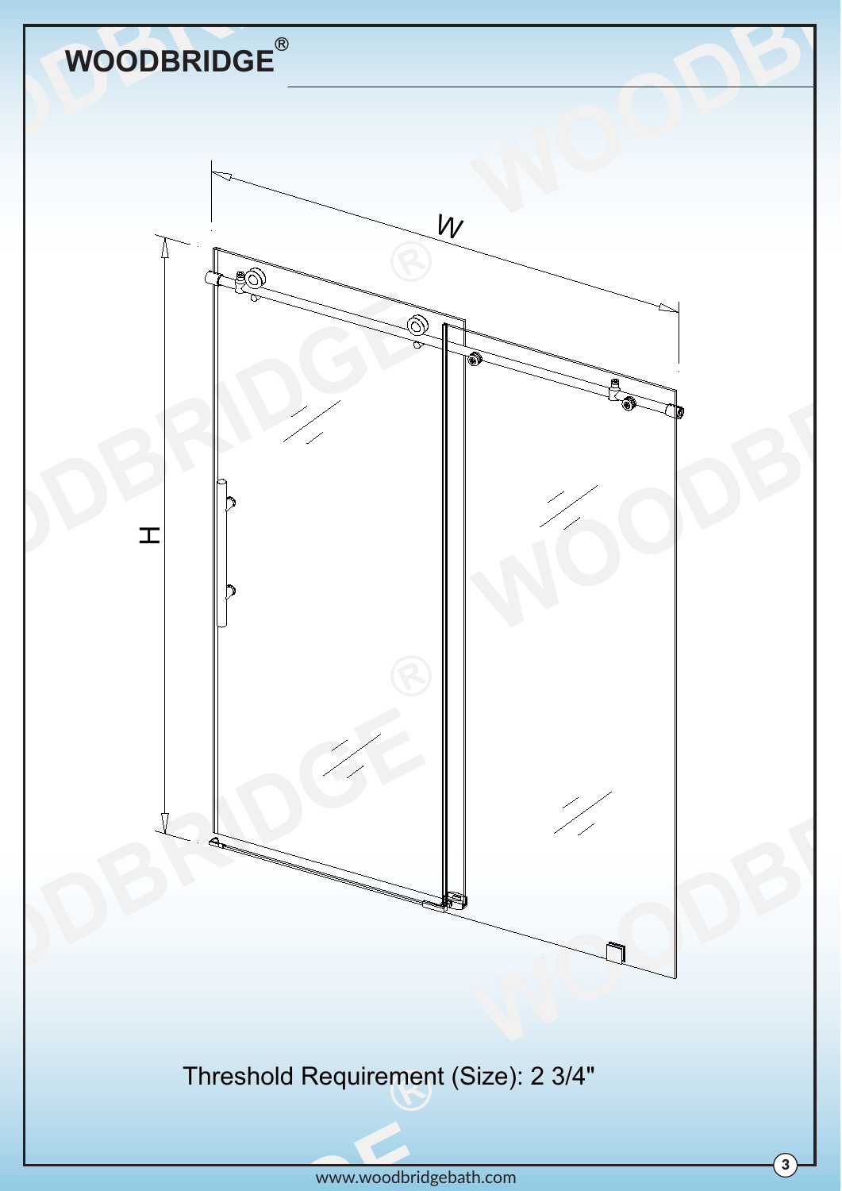Threshold Requirement (Size): 2 3/4"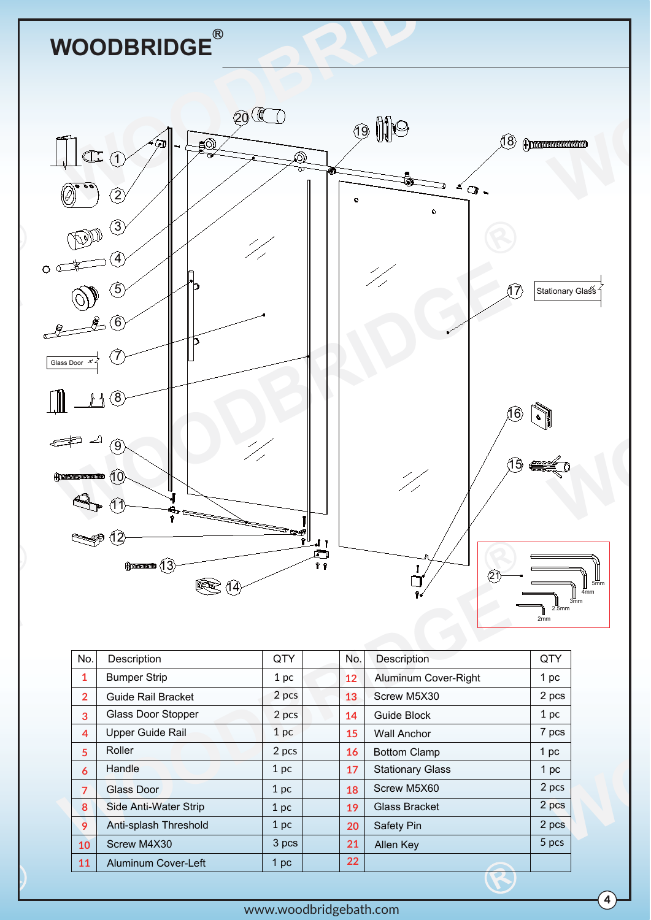# WOODBRIDGE®

Stationary Glass

Glass Door

5mm 4mm 3mm 2.5mm 2mm

| No. | Description | QTY | | No. | Description | QTY |
|---|---|---|---|---|---|---|
| 1 | Bumper Strip | 1 pc | | 12 | Aluminum Cover-Right | 1 pc |
| 2 | Guide Rail Bracket | 2 pcs | | 13 | Screw M5X30 | 2 pcs |
| 3 | Glass Door Stopper | 2 pcs | | 14 | Guide Block | 1 pc |
| 4 | Upper Guide Rail | 1 pc | | 15 | Wall Anchor | 7 pcs |
| 5 | Roller | 2 pcs | | 16 | Bottom Clamp | 1 pc |
| 6 | Handle | 1 pc | | 17 | Stationary Glass | 1 pc |
| 7 | Glass Door | 1 pc | | 18 | Screw M5X60 | 2 pcs |
| 8 | Side Anti-Water Strip | 1 pc | | 19 | Glass Bracket | 2 pcs |
| 9 | Anti-splash Threshold | 1 pc | | 20 | Safety Pin | 2 pcs |
| 10 | Screw M4X30 | 3 pcs | | 21 | Allen Key | 5 pcs |
| 11 | Aluminum Cover-Left | 1 pc | | 22 | | |

www.woodbridgebath.com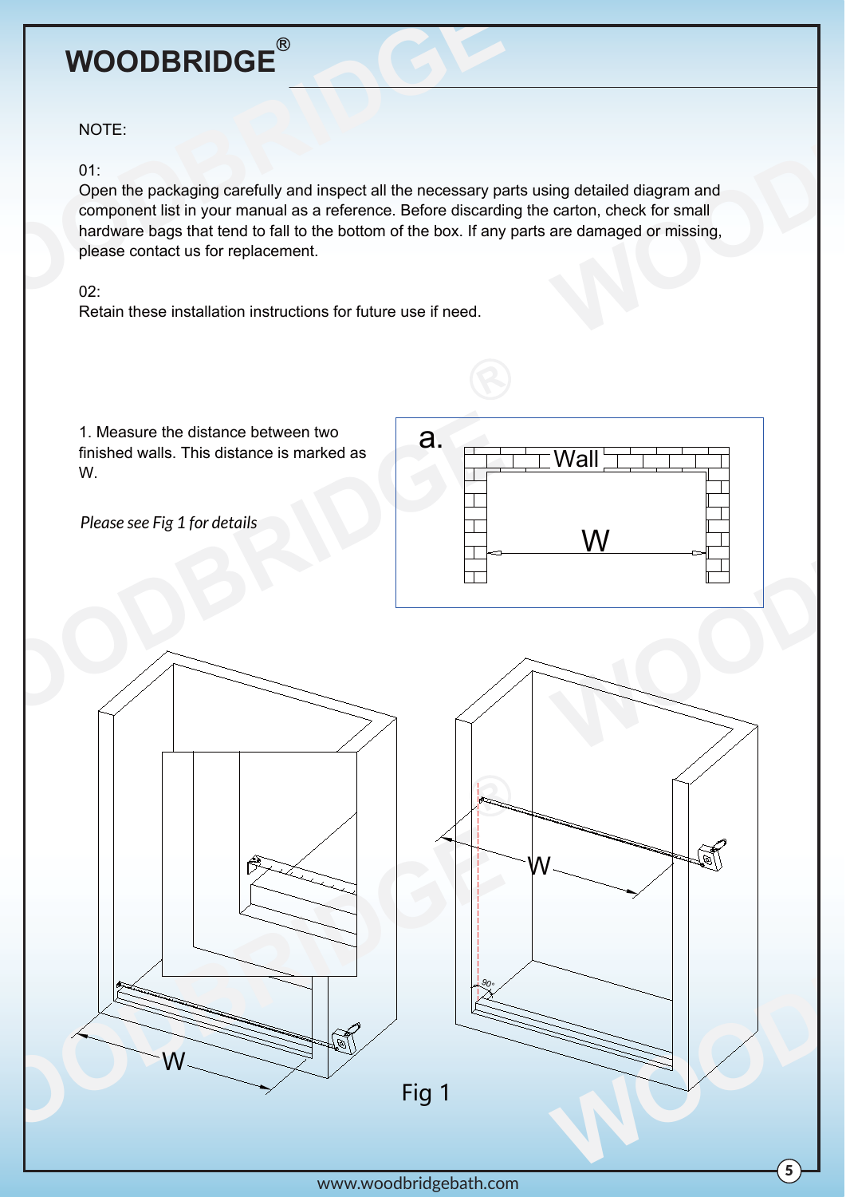NOTE:

01:
Open the packaging carefully and inspect all the necessary parts using detailed diagram and component list in your manual as a reference. Before discarding the carton, check for small hardware bags that tend to fall to the bottom of the box. If any parts are damaged or missing, please contact us for replacement.

02:
Retain these installation instructions for future use if need.

1. Measure the distance between two finished walls. This distance is marked as W.

*Please see Fig 1 for details*

a. Wall W

W W

Fig 1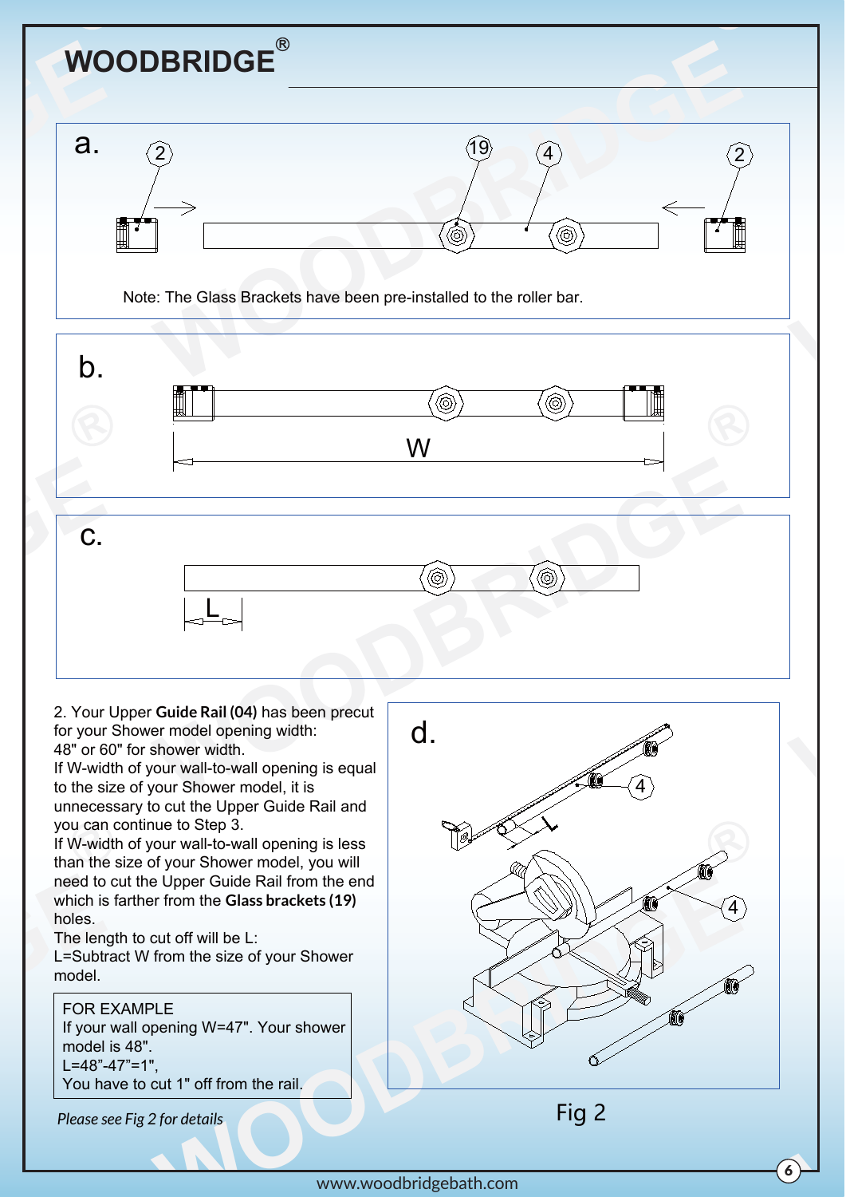a.

Note: The Glass Brackets have been pre-installed to the roller bar.

b.

c.

2. Your Upper **Guide Rail (04)** has been precut for your Shower model opening width:
48" or 60" for shower width.
If W-width of your wall-to-wall opening is equal to the size of your Shower model, it is unnecessary to cut the Upper Guide Rail and you can continue to Step 3.
If W-width of your wall-to-wall opening is less than the size of your Shower model, you will need to cut the Upper Guide Rail from the end which is farther from the **Glass brackets (19)** holes.
The length to cut off will be L:
L=Subtract W from the size of your Shower model.

> FOR EXAMPLE
> If your wall opening W=47". Your shower model is 48".
> L=48”-47”=1",
> You have to cut 1" off from the rail.

*Please see Fig 2 for details*

d.

Fig 2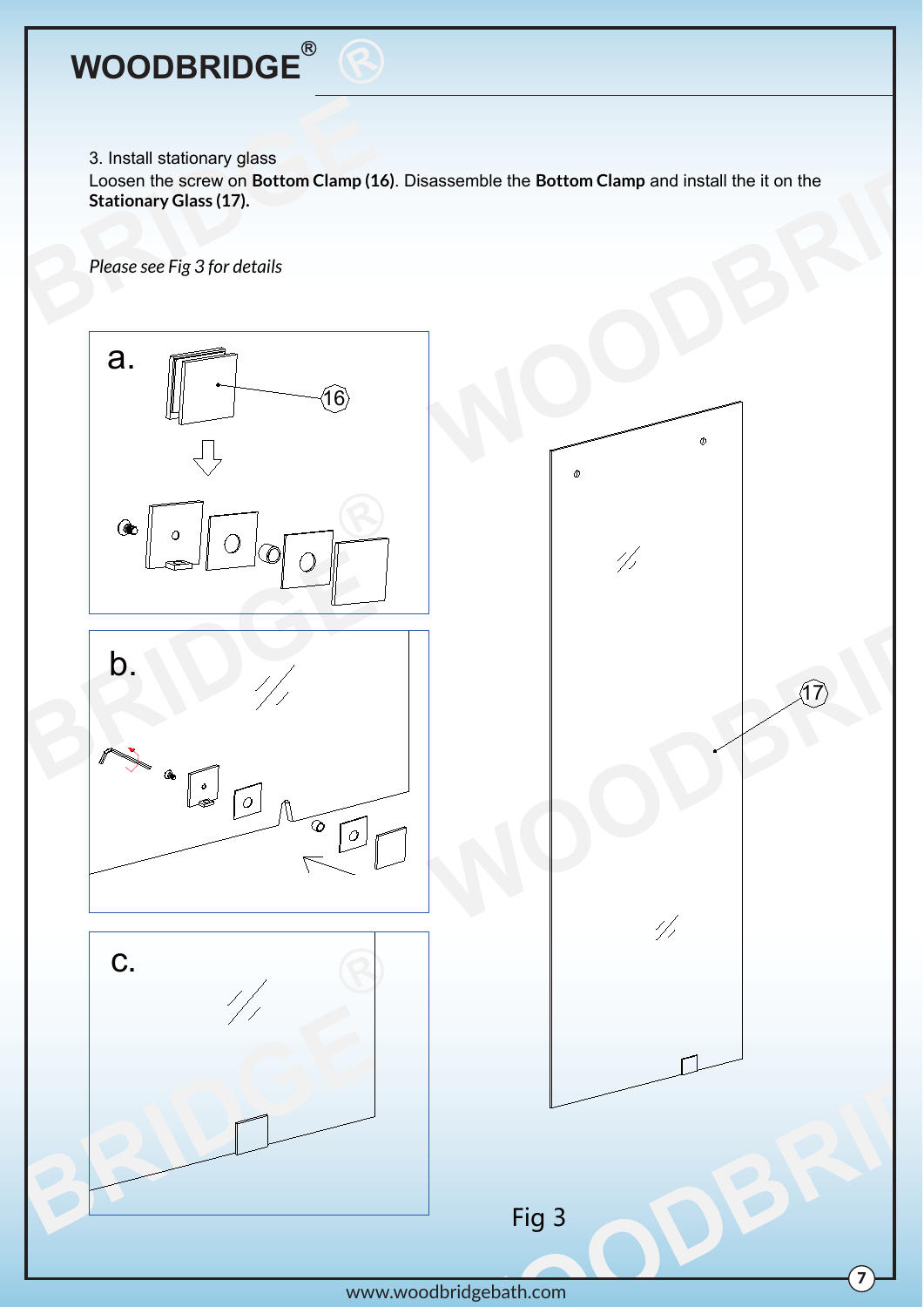3. Install stationary glass

Loosen the screw on **Bottom Clamp (16)**. Disassemble the **Bottom Clamp** and install the it on the **Stationary Glass (17).**

*Please see Fig 3 for details*

a.

16

b.

c.

17

Fig 3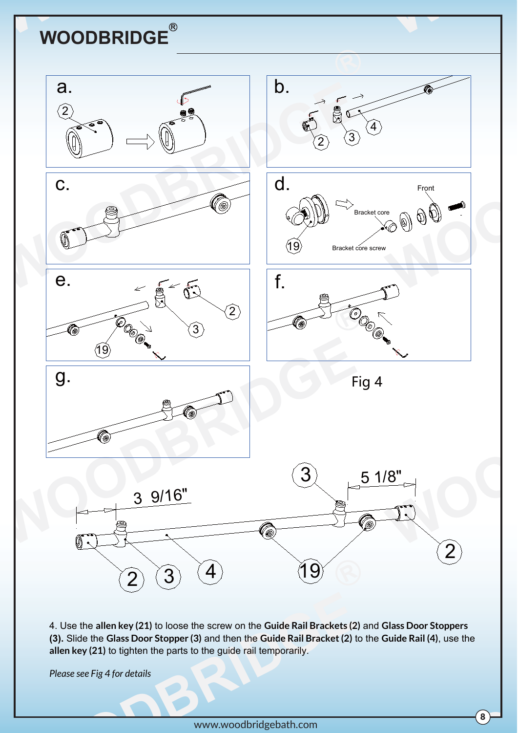a.

b.

c.

d.

Front

Bracket core

Bracket core screw

e.

f.

g.

Fig 4

3 9/16"

5 1/8"

4. Use the **allen key (21)** to loose the screw on the **Guide Rail Brackets (2)** and **Glass Door Stoppers (3).** Slide the **Glass Door Stopper (3)** and then the **Guide Rail Bracket (2)** to the **Guide Rail (4)**, use the **allen key (21)** to tighten the parts to the guide rail temporarily.

*Please see Fig 4 for details*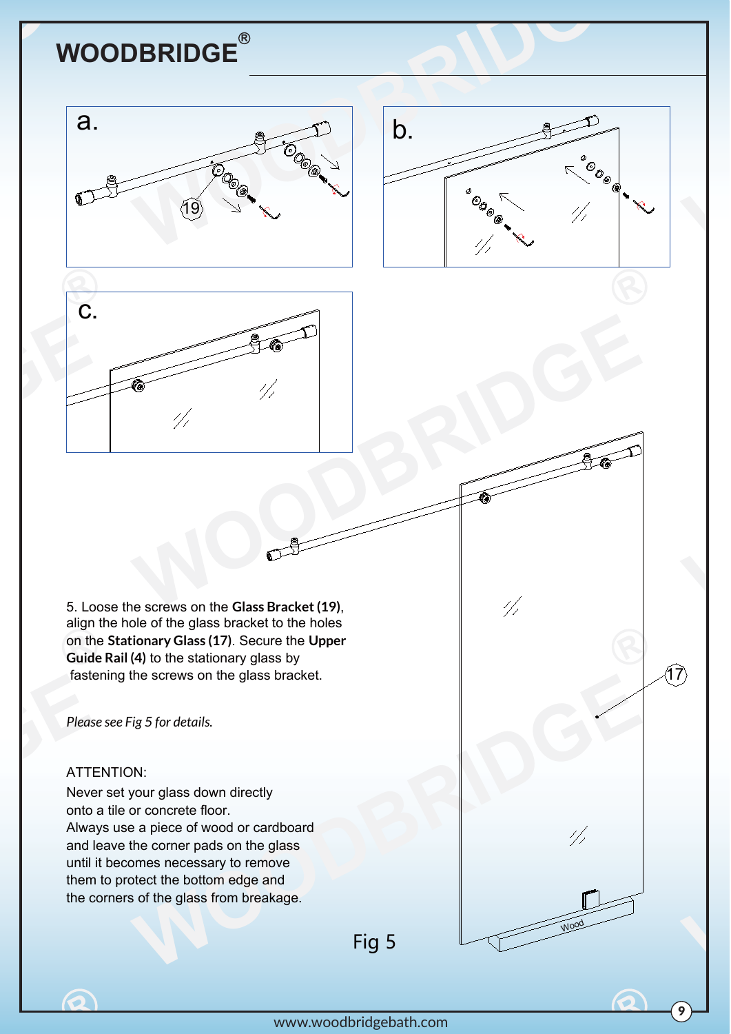5. Loose the screws on the **Glass Bracket (19)**, align the hole of the glass bracket to the holes on the **Stationary Glass (17)**. Secure the **Upper Guide Rail (4)** to the stationary glass by fastening the screws on the glass bracket.

*Please see Fig 5 for details.*

ATTENTION:

Never set your glass down directly onto a tile or concrete floor.
Always use a piece of wood or cardboard and leave the corner pads on the glass until it becomes necessary to remove them to protect the bottom edge and the corners of the glass from breakage.

Fig 5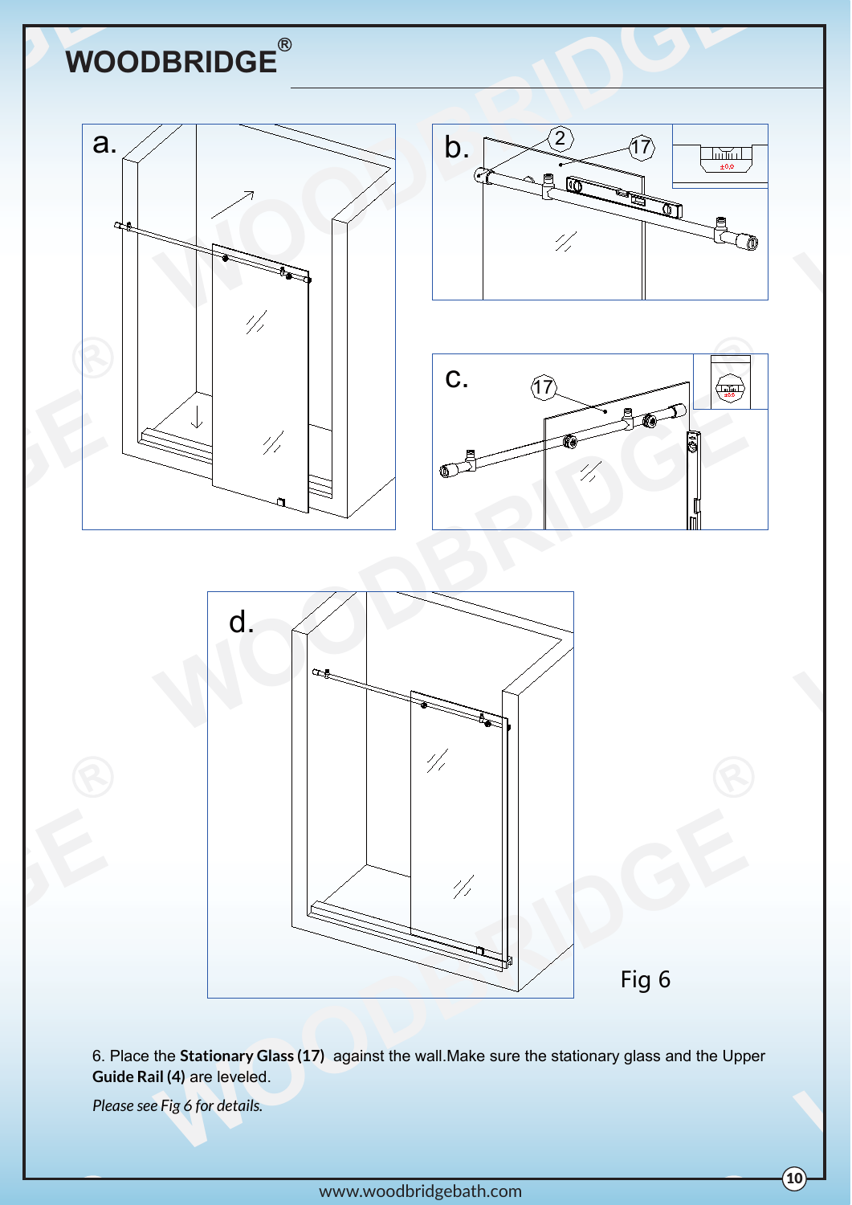Fig 6

6. Place the **Stationary Glass (17)** against the wall.Make sure the stationary glass and the Upper **Guide Rail (4)** are leveled.

*Please see Fig 6 for details.*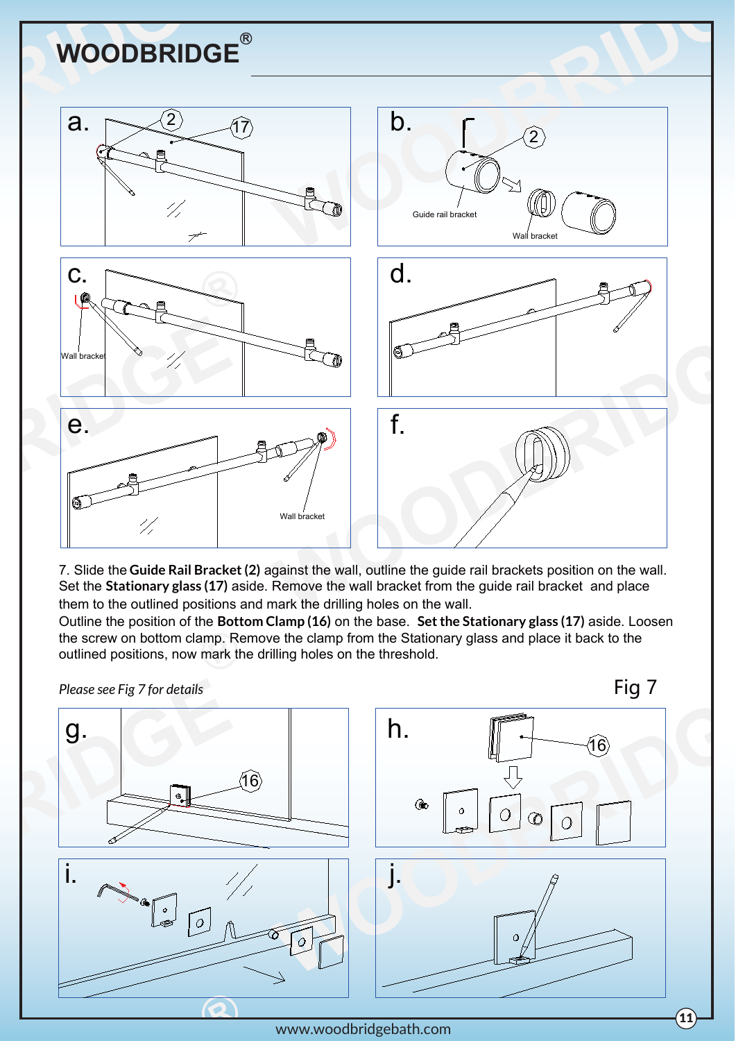# WOODBRIDGE®

7. Slide the **Guide Rail Bracket (2)** against the wall, outline the guide rail brackets position on the wall. Set the **Stationary glass (17)** aside. Remove the wall bracket from the guide rail bracket and place them to the outlined positions and mark the drilling holes on the wall.
Outline the position of the **Bottom Clamp (16)** on the base. **Set the Stationary glass (17)** aside. Loosen the screw on bottom clamp. Remove the clamp from the Stationary glass and place it back to the outlined positions, now mark the drilling holes on the threshold.

*Please see Fig 7 for details*

Fig 7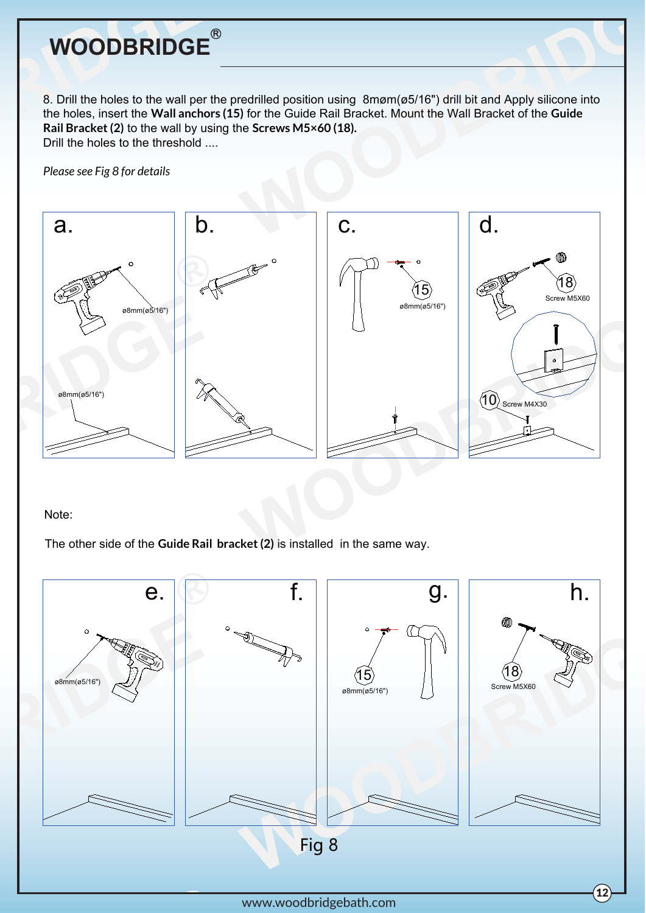8. Drill the holes to the wall per the predrilled position using 8mømm(ø5/16") drill bit and Apply silicone into the holes, insert the **Wall anchors (15)** for the Guide Rail Bracket. Mount the Wall Bracket of the **Guide Rail Bracket (2)** to the wall by using the **Screws M5×60 (18).**
Drill the holes to the threshold ....

*Please see Fig 8 for details*

a.

ø8mm(ø5/16")

ø8mm(ø5/16")

b.

c.

15

ø8mm(ø5/16")

d.

18

Screw M5X60

10 Screw M4X30

Note:

The other side of the **Guide Rail bracket (2)** is installed in the same way.

e.

ø8mm(ø5/16")

f.

g.

15

ø8mm(ø5/16")

h.

18

Screw M5X60

Fig 8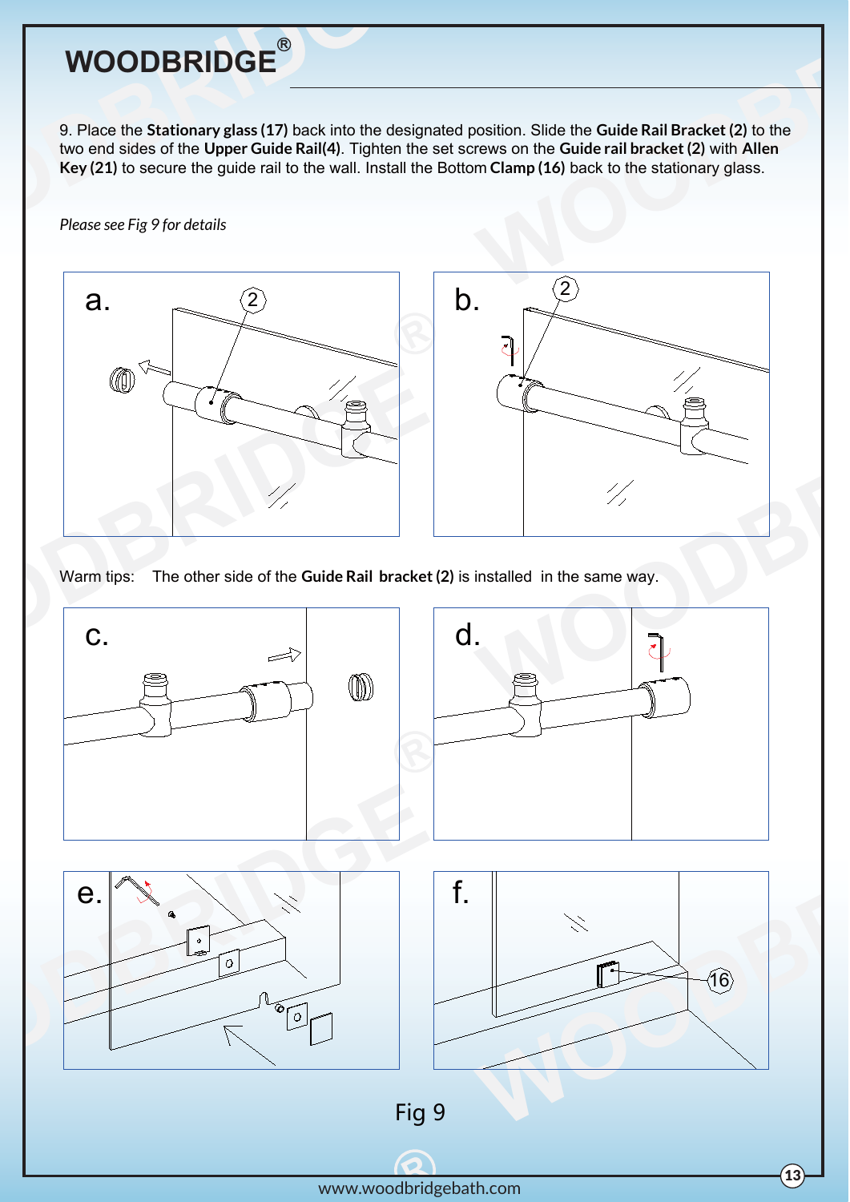9. Place the **Stationary glass (17)** back into the designated position. Slide the **Guide Rail Bracket (2)** to the two end sides of the **Upper Guide Rail(4)**. Tighten the set screws on the **Guide rail bracket (2)** with **Allen Key (21)** to secure the guide rail to the wall. Install the Bottom **Clamp (16)** back to the stationary glass.

*Please see Fig 9 for details*

a. b.

Warm tips: The other side of the **Guide Rail bracket (2)** is installed in the same way.

c. d.

e. f.

Fig 9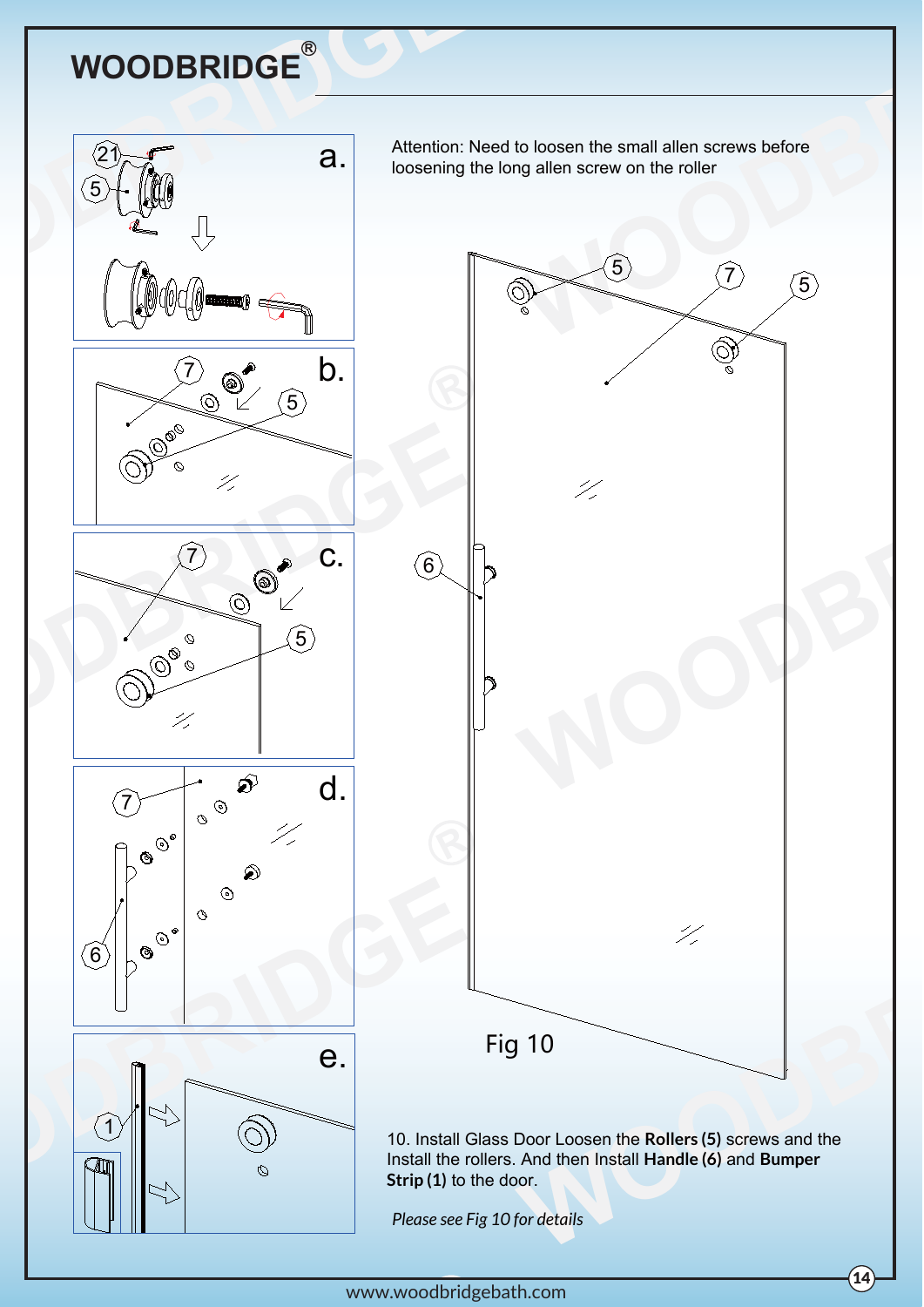Attention: Need to loosen the small allen screws before loosening the long allen screw on the roller

Fig 10

10. Install Glass Door Loosen the **Rollers (5)** screws and the Install the rollers. And then Install **Handle (6)** and **Bumper Strip (1)** to the door.

*Please see Fig 10 for details*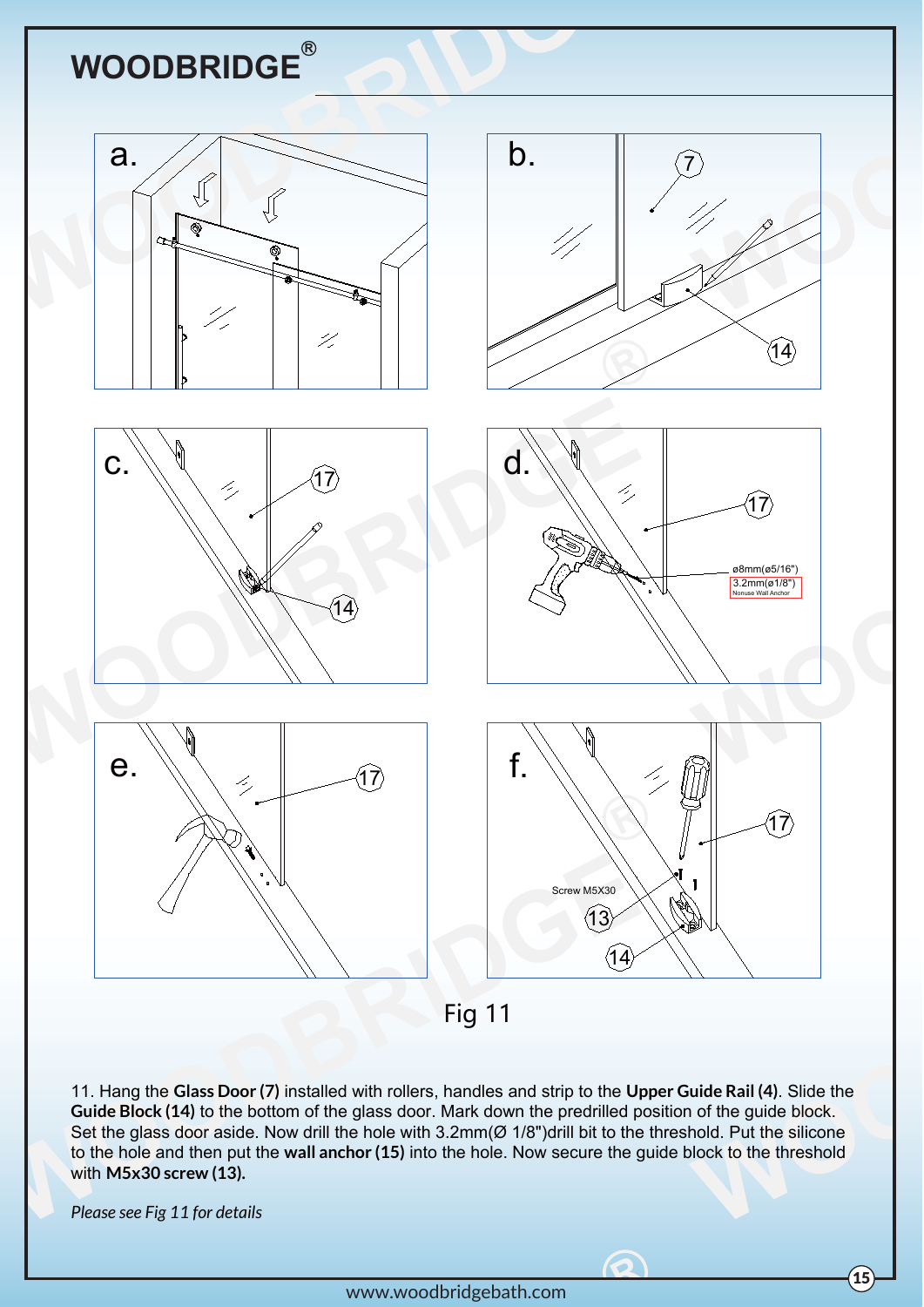Fig 11

11. Hang the **Glass Door (7)** installed with rollers, handles and strip to the **Upper Guide Rail (4)**. Slide the **Guide Block (14)** to the bottom of the glass door. Mark down the predrilled position of the guide block. Set the glass door aside. Now drill the hole with 3.2mm(Ø 1/8")drill bit to the threshold. Put the silicone to the hole and then put the **wall anchor (15)** into the hole. Now secure the guide block to the threshold with **M5x30 screw (13).**

*Please see Fig 11 for details*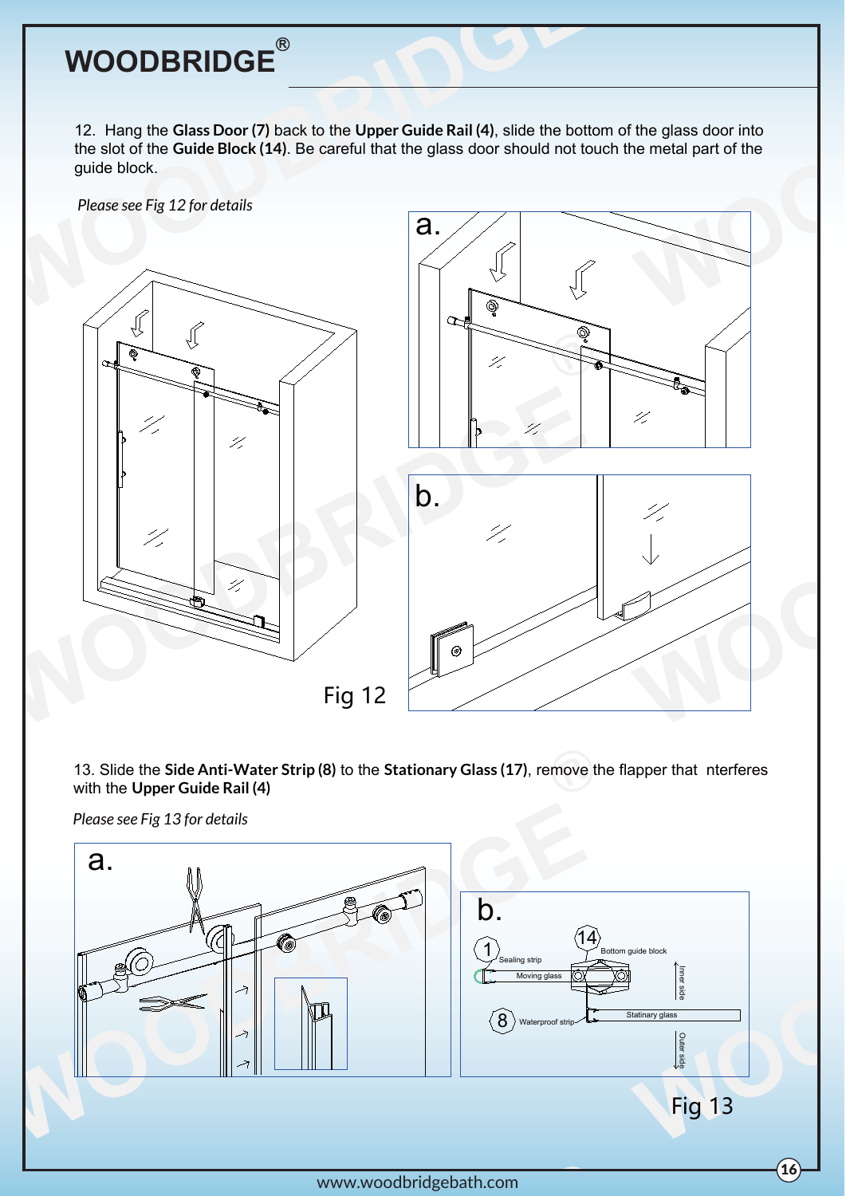12. Hang the **Glass Door (7)** back to the **Upper Guide Rail (4)**, slide the bottom of the glass door into the slot of the **Guide Block (14)**. Be careful that the glass door should not touch the metal part of the guide block.

*Please see Fig 12 for details*

a.

b.

Fig 12

13. Slide the **Side Anti-Water Strip (8)** to the **Stationary Glass (17)**, remove the flapper that nterferes with the **Upper Guide Rail (4)**

*Please see Fig 13 for details*

a.

b.

1 Sealing strip

14 Bottom guide block

Moving glass

Inner side

8 Waterproof strip

Statinary glass

Outer side

Fig 13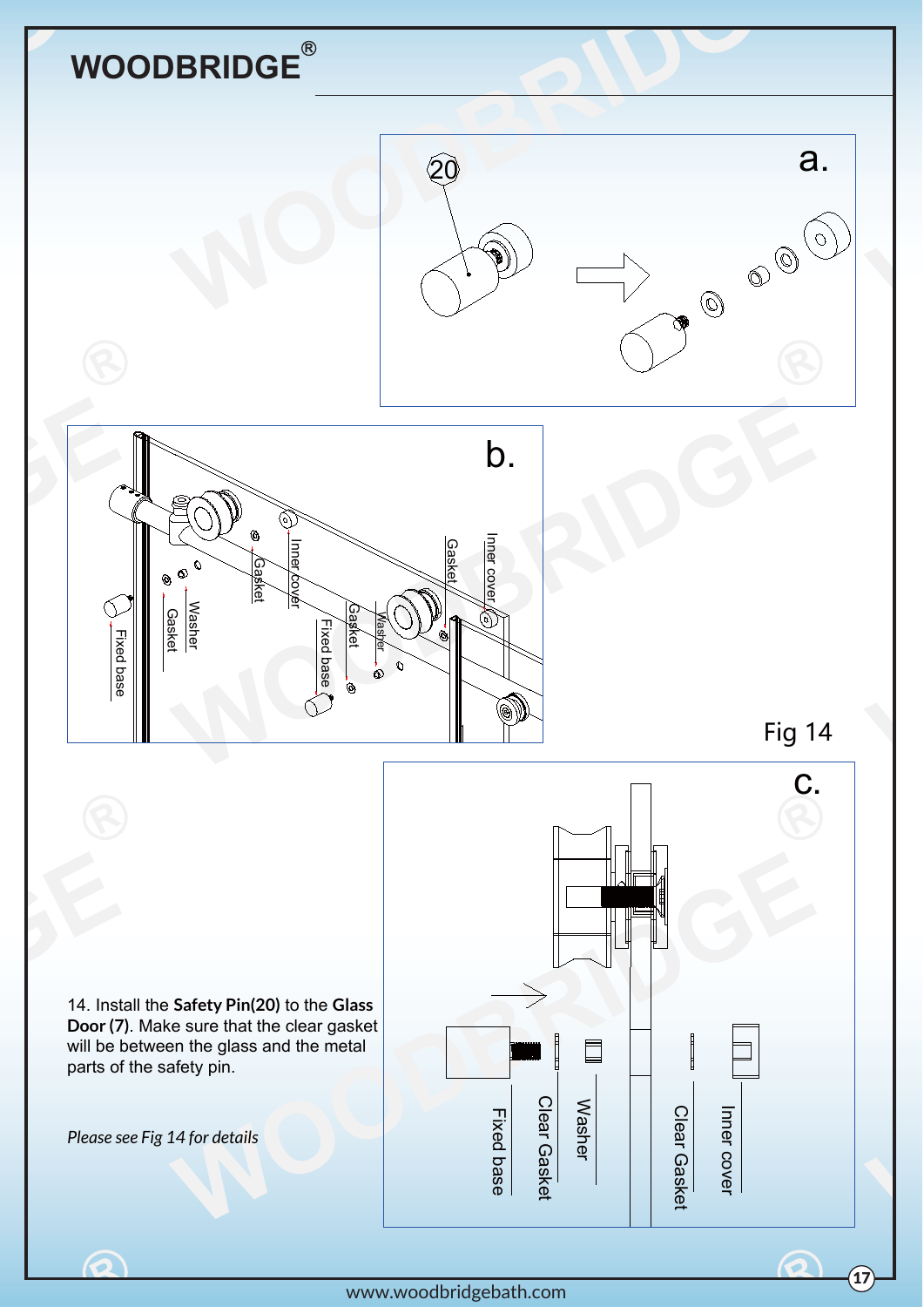14. Install the **Safety Pin(20)** to the **Glass Door (7)**. Make sure that the clear gasket will be between the glass and the metal parts of the safety pin.

*Please see Fig 14 for details*

Fig 14

a.

b.

c.

Fixed base

Clear Gasket

Washer

Clear Gasket

Inner cover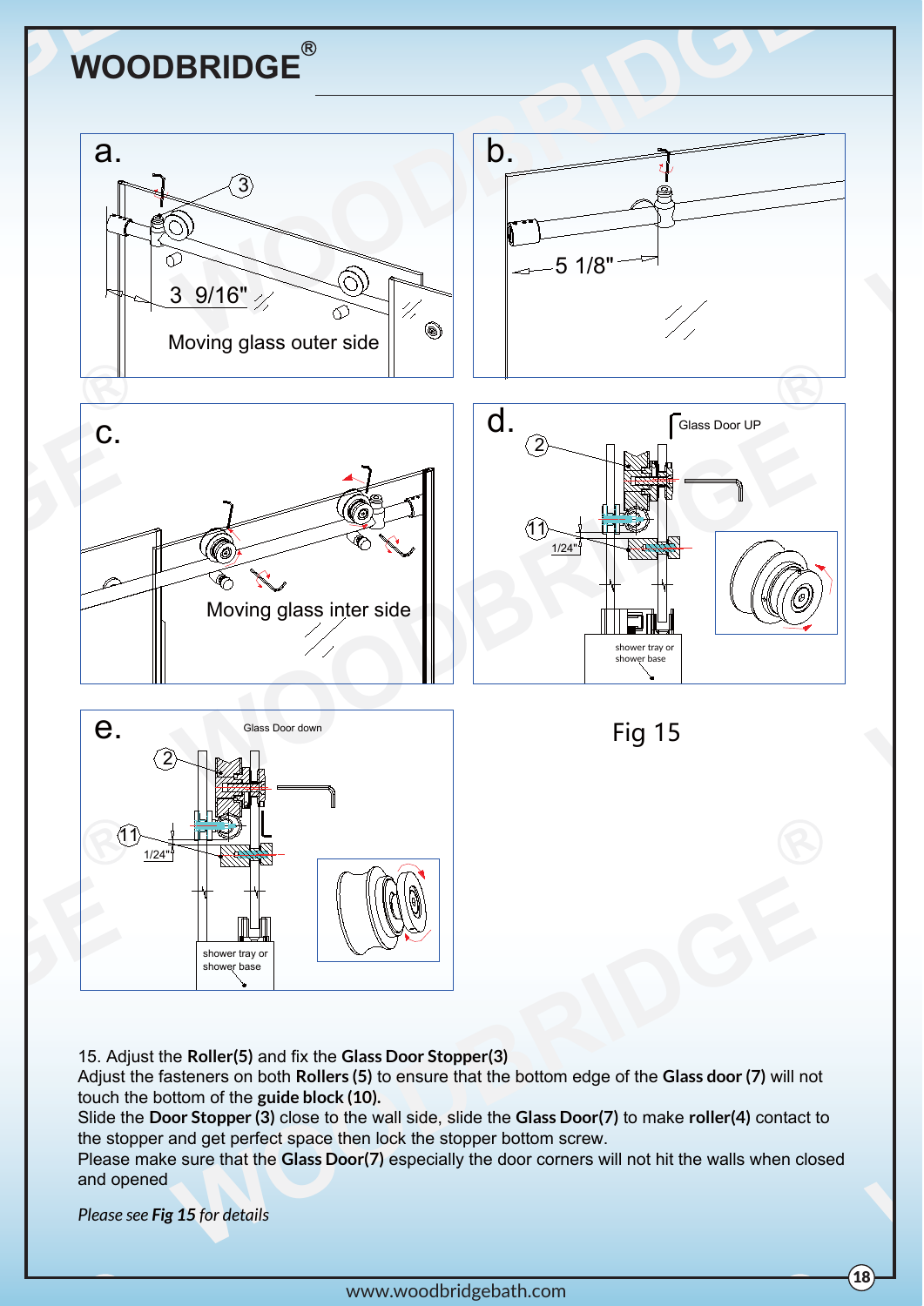a.

3

3 9/16"

Moving glass outer side

b.

5 1/8"

c.

Moving glass inter side

d.

Glass Door UP

2

11

1/24"

shower tray or shower base

e.

Glass Door down

2

11

1/24"

shower tray or shower base

Fig 15

15. Adjust the **Roller(5)** and fix the **Glass Door Stopper(3)**
Adjust the fasteners on both **Rollers (5)** to ensure that the bottom edge of the **Glass door (7)** will not touch the bottom of the **guide block (10).**
Slide the **Door Stopper (3)** close to the wall side, slide the **Glass Door(7)** to make **roller(4)** contact to the stopper and get perfect space then lock the stopper bottom screw.
Please make sure that the **Glass Door(7)** especially the door corners will not hit the walls when closed and opened

*Please see* ***Fig 15*** *for details*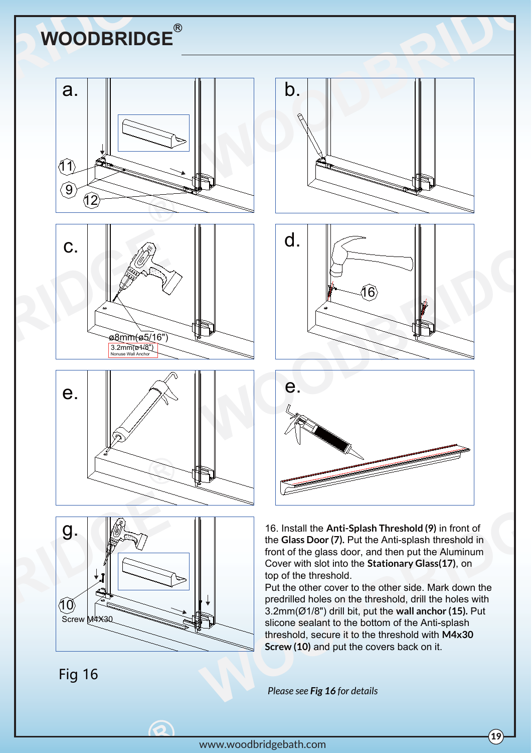a.

11

9

12

b.

c.

ø8mm(ø5/16")

3.2mm(ø1/8")

Nonuse Wall Anchor

d.

16

e.

e.

g.

10

Screw M4X30

Fig 16

16. Install the **Anti-Splash Threshold (9)** in front of the **Glass Door (7).** Put the Anti-splash threshold in front of the glass door, and then put the Aluminum Cover with slot into the **Stationary Glass(17)**, on top of the threshold.
Put the other cover to the other side. Mark down the predrilled holes on the threshold, drill the holes with 3.2mm(Ø1/8") drill bit, put the **wall anchor (15).** Put slicone sealant to the bottom of the Anti-splash threshold, secure it to the threshold with **M4x30 Screw (10)** and put the covers back on it.

*Please see **Fig 16** for details*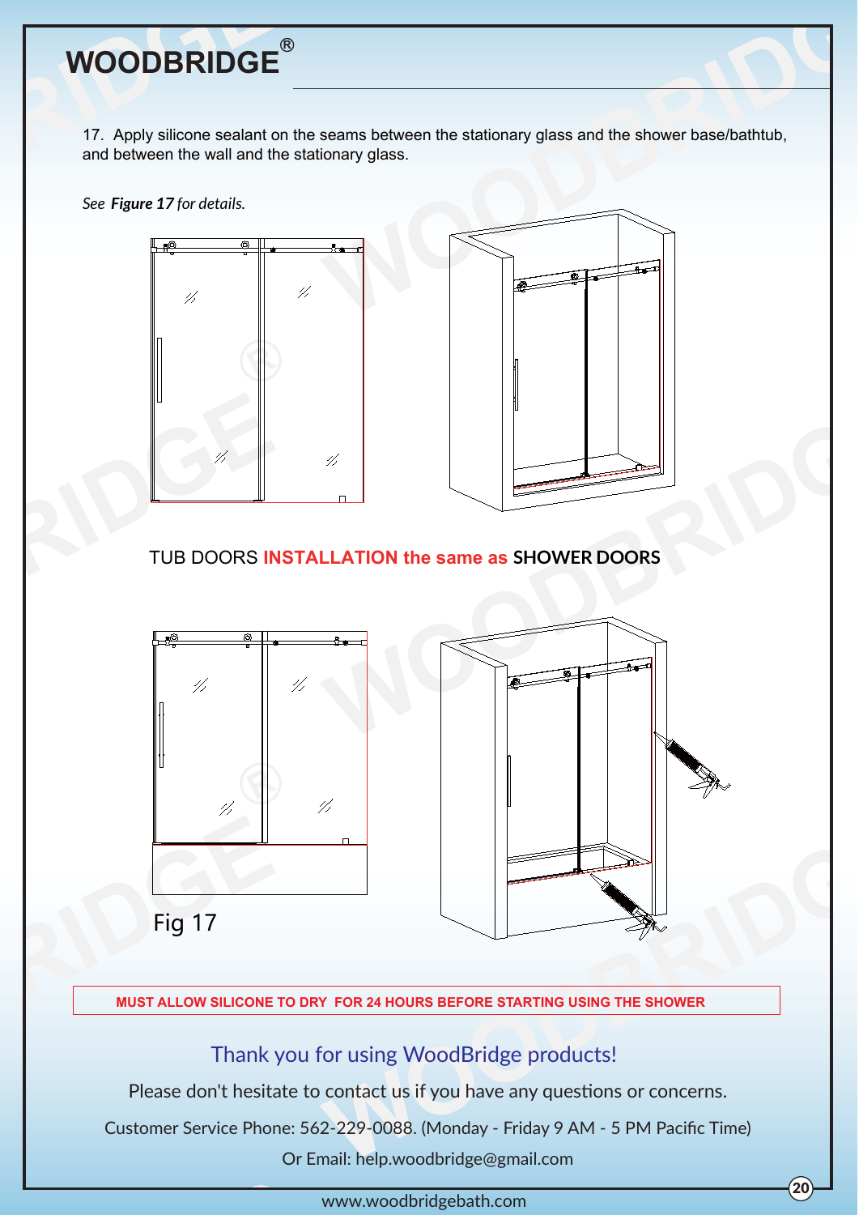17. Apply silicone sealant on the seams between the stationary glass and the shower base/bathtub, and between the wall and the stationary glass.

*See **Figure 17** for details.*

TUB DOORS **INSTALLATION the same as SHOWER DOORS**

Fig 17

**MUST ALLOW SILICONE TO DRY FOR 24 HOURS BEFORE STARTING USING THE SHOWER**

Thank you for using WoodBridge products!

Please don't hesitate to contact us if you have any questions or concerns.

Customer Service Phone: 562-229-0088. (Monday - Friday 9 AM - 5 PM Pacific Time)

Or Email: help.woodbridge@gmail.com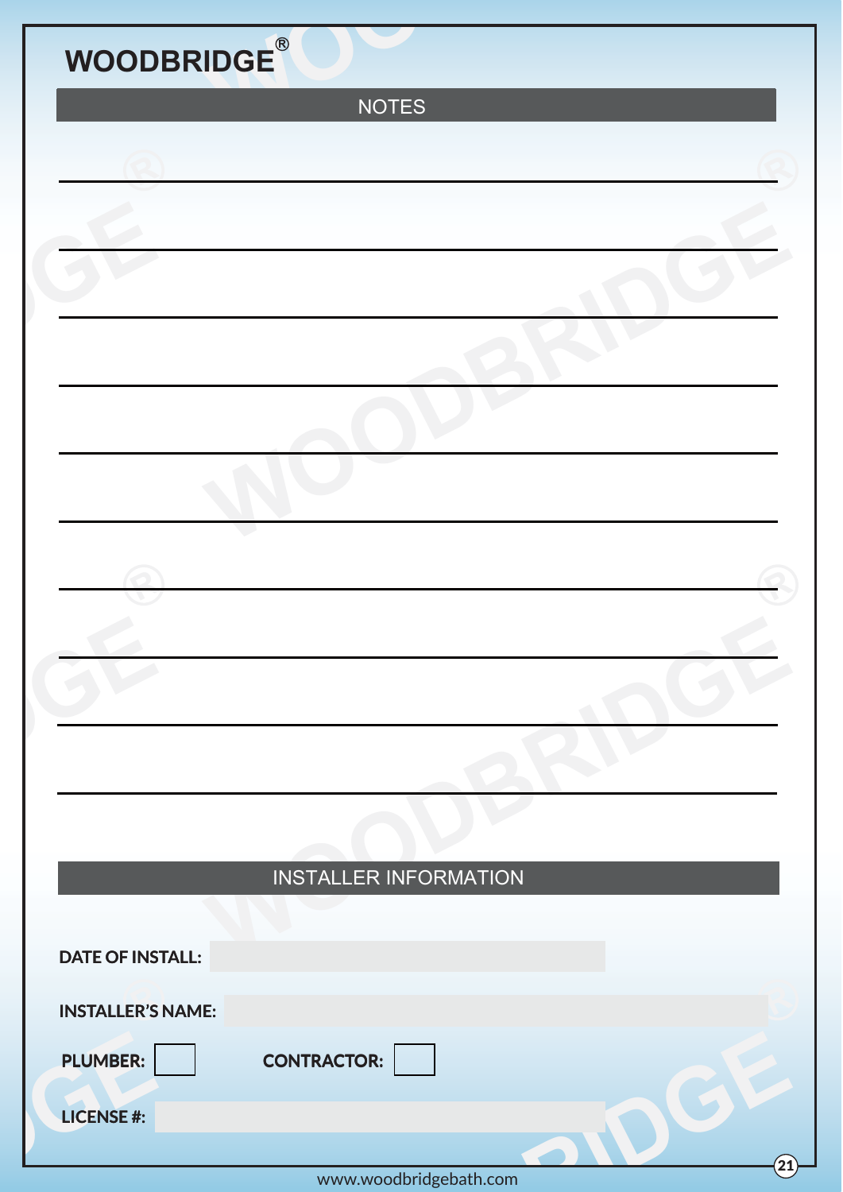# WOODBRIDGE®

## NOTES

## INSTALLER INFORMATION

**DATE OF INSTALL:**

**INSTALLER'S NAME:**

**PLUMBER:** ☐ **CONTRACTOR:** ☐

**LICENSE #:**

www.woodbridgebath.com